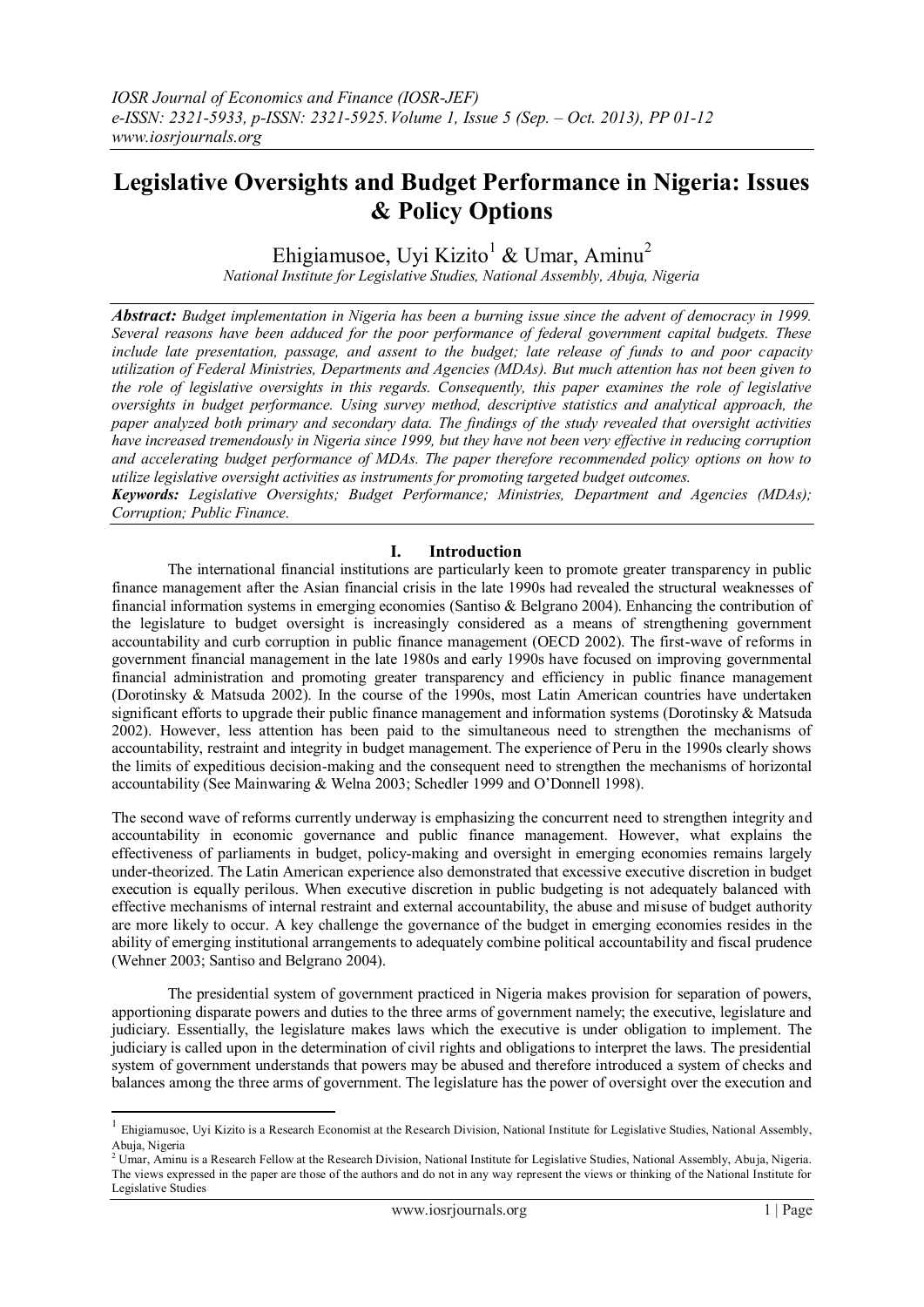# Legislative Oversights and Budget Performance in Nigeria: Issues & Policy Options

Ehigiamusoe, Uyi Kizito[1] & Umar, Aminu[2]

*National Institute for Legislative Studies, National Assembly, Abuja, Nigeria*

***Abstract:*** *Budget implementation in Nigeria has been a burning issue since the advent of democracy in 1999. Several reasons have been adduced for the poor performance of federal government capital budgets. These include late presentation, passage, and assent to the budget; late release of funds to and poor capacity utilization of Federal Ministries, Departments and Agencies (MDAs). But much attention has not been given to the role of legislative oversights in this regards. Consequently, this paper examines the role of legislative oversights in budget performance. Using survey method, descriptive statistics and analytical approach, the paper analyzed both primary and secondary data. The findings of the study revealed that oversight activities have increased tremendously in Nigeria since 1999, but they have not been very effective in reducing corruption and accelerating budget performance of MDAs. The paper therefore recommended policy options on how to utilize legislative oversight activities as instruments for promoting targeted budget outcomes.*

***Keywords:*** *Legislative Oversights; Budget Performance; Ministries, Department and Agencies (MDAs); Corruption; Public Finance.*

## I. Introduction

The international financial institutions are particularly keen to promote greater transparency in public finance management after the Asian financial crisis in the late 1990s had revealed the structural weaknesses of financial information systems in emerging economies (Santiso & Belgrano 2004). Enhancing the contribution of the legislature to budget oversight is increasingly considered as a means of strengthening government accountability and curb corruption in public finance management (OECD 2002). The first-wave of reforms in government financial management in the late 1980s and early 1990s have focused on improving governmental financial administration and promoting greater transparency and efficiency in public finance management (Dorotinsky & Matsuda 2002). In the course of the 1990s, most Latin American countries have undertaken significant efforts to upgrade their public finance management and information systems (Dorotinsky & Matsuda 2002). However, less attention has been paid to the simultaneous need to strengthen the mechanisms of accountability, restraint and integrity in budget management. The experience of Peru in the 1990s clearly shows the limits of expeditious decision-making and the consequent need to strengthen the mechanisms of horizontal accountability (See Mainwaring & Welna 2003; Schedler 1999 and O'Donnell 1998).

The second wave of reforms currently underway is emphasizing the concurrent need to strengthen integrity and accountability in economic governance and public finance management. However, what explains the effectiveness of parliaments in budget, policy-making and oversight in emerging economies remains largely under-theorized. The Latin American experience also demonstrated that excessive executive discretion in budget execution is equally perilous. When executive discretion in public budgeting is not adequately balanced with effective mechanisms of internal restraint and external accountability, the abuse and misuse of budget authority are more likely to occur. A key challenge the governance of the budget in emerging economies resides in the ability of emerging institutional arrangements to adequately combine political accountability and fiscal prudence (Wehner 2003; Santiso and Belgrano 2004).

The presidential system of government practiced in Nigeria makes provision for separation of powers, apportioning disparate powers and duties to the three arms of government namely; the executive, legislature and judiciary. Essentially, the legislature makes laws which the executive is under obligation to implement. The judiciary is called upon in the determination of civil rights and obligations to interpret the laws. The presidential system of government understands that powers may be abused and therefore introduced a system of checks and balances among the three arms of government. The legislature has the power of oversight over the execution and

---

[1] Ehigiamusoe, Uyi Kizito is a Research Economist at the Research Division, National Institute for Legislative Studies, National Assembly, Abuja, Nigeria

[2] Umar, Aminu is a Research Fellow at the Research Division, National Institute for Legislative Studies, National Assembly, Abuja, Nigeria. The views expressed in the paper are those of the authors and do not in any way represent the views or thinking of the National Institute for Legislative Studies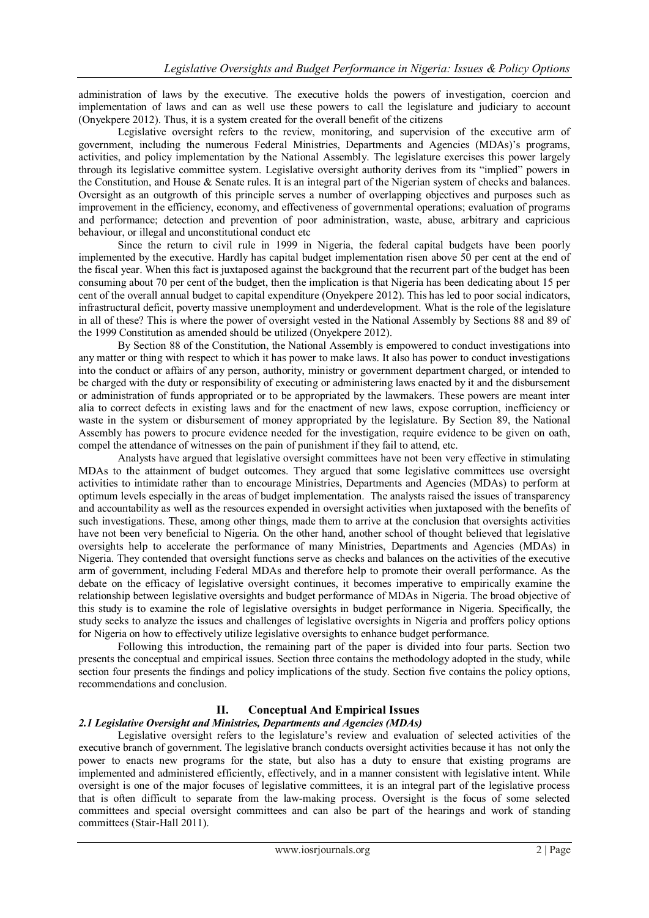administration of laws by the executive. The executive holds the powers of investigation, coercion and implementation of laws and can as well use these powers to call the legislature and judiciary to account (Onyekpere 2012). Thus, it is a system created for the overall benefit of the citizens

Legislative oversight refers to the review, monitoring, and supervision of the executive arm of government, including the numerous Federal Ministries, Departments and Agencies (MDAs)'s programs, activities, and policy implementation by the National Assembly. The legislature exercises this power largely through its legislative committee system. Legislative oversight authority derives from its "implied" powers in the Constitution, and House & Senate rules. It is an integral part of the Nigerian system of checks and balances. Oversight as an outgrowth of this principle serves a number of overlapping objectives and purposes such as improvement in the efficiency, economy, and effectiveness of governmental operations; evaluation of programs and performance; detection and prevention of poor administration, waste, abuse, arbitrary and capricious behaviour, or illegal and unconstitutional conduct etc

Since the return to civil rule in 1999 in Nigeria, the federal capital budgets have been poorly implemented by the executive. Hardly has capital budget implementation risen above 50 per cent at the end of the fiscal year. When this fact is juxtaposed against the background that the recurrent part of the budget has been consuming about 70 per cent of the budget, then the implication is that Nigeria has been dedicating about 15 per cent of the overall annual budget to capital expenditure (Onyekpere 2012). This has led to poor social indicators, infrastructural deficit, poverty massive unemployment and underdevelopment. What is the role of the legislature in all of these? This is where the power of oversight vested in the National Assembly by Sections 88 and 89 of the 1999 Constitution as amended should be utilized (Onyekpere 2012).

By Section 88 of the Constitution, the National Assembly is empowered to conduct investigations into any matter or thing with respect to which it has power to make laws. It also has power to conduct investigations into the conduct or affairs of any person, authority, ministry or government department charged, or intended to be charged with the duty or responsibility of executing or administering laws enacted by it and the disbursement or administration of funds appropriated or to be appropriated by the lawmakers. These powers are meant inter alia to correct defects in existing laws and for the enactment of new laws, expose corruption, inefficiency or waste in the system or disbursement of money appropriated by the legislature. By Section 89, the National Assembly has powers to procure evidence needed for the investigation, require evidence to be given on oath, compel the attendance of witnesses on the pain of punishment if they fail to attend, etc.

Analysts have argued that legislative oversight committees have not been very effective in stimulating MDAs to the attainment of budget outcomes. They argued that some legislative committees use oversight activities to intimidate rather than to encourage Ministries, Departments and Agencies (MDAs) to perform at optimum levels especially in the areas of budget implementation. The analysts raised the issues of transparency and accountability as well as the resources expended in oversight activities when juxtaposed with the benefits of such investigations. These, among other things, made them to arrive at the conclusion that oversights activities have not been very beneficial to Nigeria. On the other hand, another school of thought believed that legislative oversights help to accelerate the performance of many Ministries, Departments and Agencies (MDAs) in Nigeria. They contended that oversight functions serve as checks and balances on the activities of the executive arm of government, including Federal MDAs and therefore help to promote their overall performance. As the debate on the efficacy of legislative oversight continues, it becomes imperative to empirically examine the relationship between legislative oversights and budget performance of MDAs in Nigeria. The broad objective of this study is to examine the role of legislative oversights in budget performance in Nigeria. Specifically, the study seeks to analyze the issues and challenges of legislative oversights in Nigeria and proffers policy options for Nigeria on how to effectively utilize legislative oversights to enhance budget performance.

Following this introduction, the remaining part of the paper is divided into four parts. Section two presents the conceptual and empirical issues. Section three contains the methodology adopted in the study, while section four presents the findings and policy implications of the study. Section five contains the policy options, recommendations and conclusion.

## II. Conceptual And Empirical Issues

### *2.1 Legislative Oversight and Ministries, Departments and Agencies (MDAs)*

Legislative oversight refers to the legislature's review and evaluation of selected activities of the executive branch of government. The legislative branch conducts oversight activities because it has not only the power to enacts new programs for the state, but also has a duty to ensure that existing programs are implemented and administered efficiently, effectively, and in a manner consistent with legislative intent. While oversight is one of the major focuses of legislative committees, it is an integral part of the legislative process that is often difficult to separate from the law-making process. Oversight is the focus of some selected committees and special oversight committees and can also be part of the hearings and work of standing committees (Stair-Hall 2011).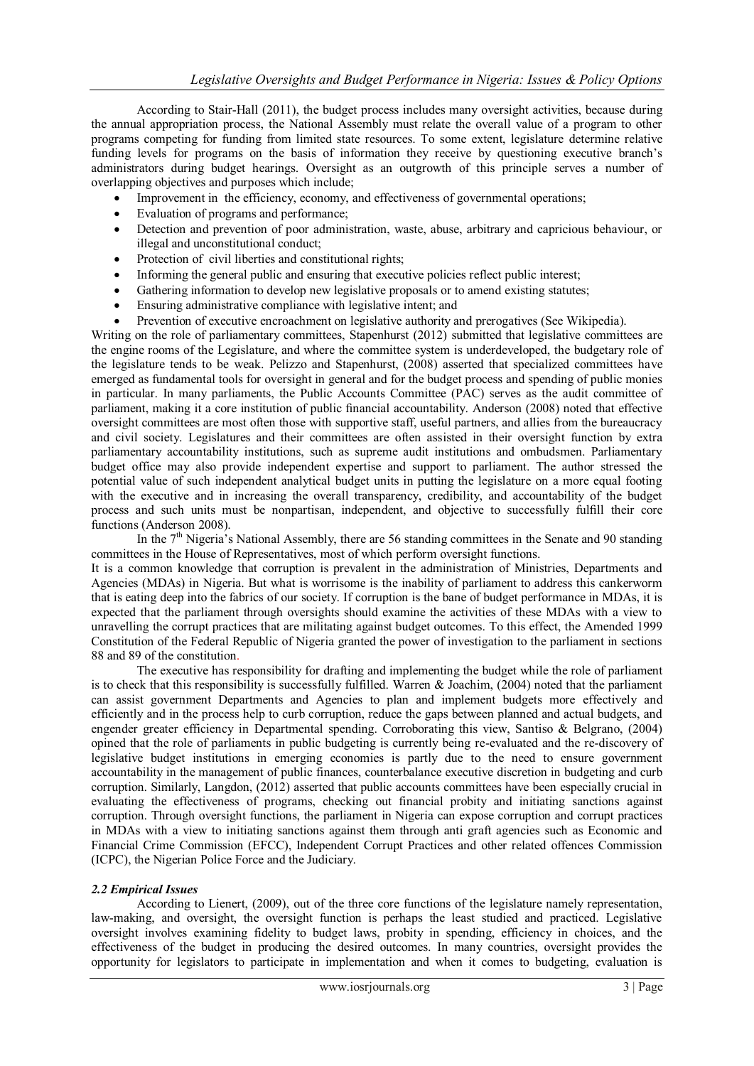According to Stair-Hall (2011), the budget process includes many oversight activities, because during the annual appropriation process, the National Assembly must relate the overall value of a program to other programs competing for funding from limited state resources. To some extent, legislature determine relative funding levels for programs on the basis of information they receive by questioning executive branch's administrators during budget hearings. Oversight as an outgrowth of this principle serves a number of overlapping objectives and purposes which include;

- Improvement in the efficiency, economy, and effectiveness of governmental operations;
- Evaluation of programs and performance;
- Detection and prevention of poor administration, waste, abuse, arbitrary and capricious behaviour, or illegal and unconstitutional conduct;
- Protection of civil liberties and constitutional rights;
- Informing the general public and ensuring that executive policies reflect public interest;
- Gathering information to develop new legislative proposals or to amend existing statutes;
- Ensuring administrative compliance with legislative intent; and
- Prevention of executive encroachment on legislative authority and prerogatives (See Wikipedia).

Writing on the role of parliamentary committees, Stapenhurst (2012) submitted that legislative committees are the engine rooms of the Legislature, and where the committee system is underdeveloped, the budgetary role of the legislature tends to be weak. Pelizzo and Stapenhurst, (2008) asserted that specialized committees have emerged as fundamental tools for oversight in general and for the budget process and spending of public monies in particular. In many parliaments, the Public Accounts Committee (PAC) serves as the audit committee of parliament, making it a core institution of public financial accountability. Anderson (2008) noted that effective oversight committees are most often those with supportive staff, useful partners, and allies from the bureaucracy and civil society. Legislatures and their committees are often assisted in their oversight function by extra parliamentary accountability institutions, such as supreme audit institutions and ombudsmen. Parliamentary budget office may also provide independent expertise and support to parliament. The author stressed the potential value of such independent analytical budget units in putting the legislature on a more equal footing with the executive and in increasing the overall transparency, credibility, and accountability of the budget process and such units must be nonpartisan, independent, and objective to successfully fulfill their core functions (Anderson 2008).

In the 7th Nigeria's National Assembly, there are 56 standing committees in the Senate and 90 standing committees in the House of Representatives, most of which perform oversight functions.

It is a common knowledge that corruption is prevalent in the administration of Ministries, Departments and Agencies (MDAs) in Nigeria. But what is worrisome is the inability of parliament to address this cankerworm that is eating deep into the fabrics of our society. If corruption is the bane of budget performance in MDAs, it is expected that the parliament through oversights should examine the activities of these MDAs with a view to unravelling the corrupt practices that are militating against budget outcomes. To this effect, the Amended 1999 Constitution of the Federal Republic of Nigeria granted the power of investigation to the parliament in sections 88 and 89 of the constitution.

The executive has responsibility for drafting and implementing the budget while the role of parliament is to check that this responsibility is successfully fulfilled. Warren & Joachim, (2004) noted that the parliament can assist government Departments and Agencies to plan and implement budgets more effectively and efficiently and in the process help to curb corruption, reduce the gaps between planned and actual budgets, and engender greater efficiency in Departmental spending. Corroborating this view, Santiso & Belgrano, (2004) opined that the role of parliaments in public budgeting is currently being re-evaluated and the re-discovery of legislative budget institutions in emerging economies is partly due to the need to ensure government accountability in the management of public finances, counterbalance executive discretion in budgeting and curb corruption. Similarly, Langdon, (2012) asserted that public accounts committees have been especially crucial in evaluating the effectiveness of programs, checking out financial probity and initiating sanctions against corruption. Through oversight functions, the parliament in Nigeria can expose corruption and corrupt practices in MDAs with a view to initiating sanctions against them through anti graft agencies such as Economic and Financial Crime Commission (EFCC), Independent Corrupt Practices and other related offences Commission (ICPC), the Nigerian Police Force and the Judiciary.

### *2.2 Empirical Issues*

According to Lienert, (2009), out of the three core functions of the legislature namely representation, law-making, and oversight, the oversight function is perhaps the least studied and practiced. Legislative oversight involves examining fidelity to budget laws, probity in spending, efficiency in choices, and the effectiveness of the budget in producing the desired outcomes. In many countries, oversight provides the opportunity for legislators to participate in implementation and when it comes to budgeting, evaluation is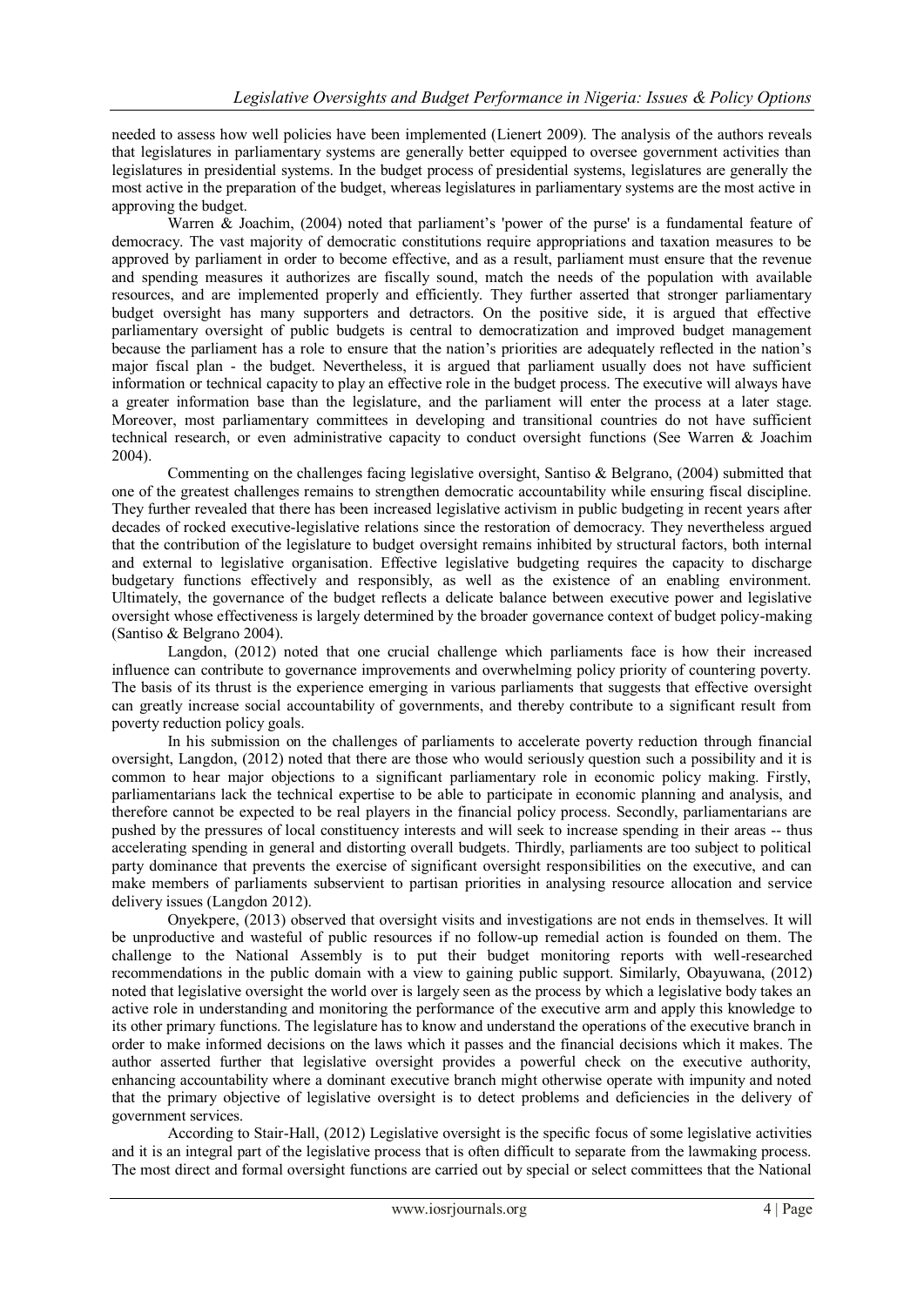needed to assess how well policies have been implemented (Lienert 2009). The analysis of the authors reveals that legislatures in parliamentary systems are generally better equipped to oversee government activities than legislatures in presidential systems. In the budget process of presidential systems, legislatures are generally the most active in the preparation of the budget, whereas legislatures in parliamentary systems are the most active in approving the budget.

Warren & Joachim, (2004) noted that parliament's 'power of the purse' is a fundamental feature of democracy. The vast majority of democratic constitutions require appropriations and taxation measures to be approved by parliament in order to become effective, and as a result, parliament must ensure that the revenue and spending measures it authorizes are fiscally sound, match the needs of the population with available resources, and are implemented properly and efficiently. They further asserted that stronger parliamentary budget oversight has many supporters and detractors. On the positive side, it is argued that effective parliamentary oversight of public budgets is central to democratization and improved budget management because the parliament has a role to ensure that the nation's priorities are adequately reflected in the nation's major fiscal plan - the budget. Nevertheless, it is argued that parliament usually does not have sufficient information or technical capacity to play an effective role in the budget process. The executive will always have a greater information base than the legislature, and the parliament will enter the process at a later stage. Moreover, most parliamentary committees in developing and transitional countries do not have sufficient technical research, or even administrative capacity to conduct oversight functions (See Warren & Joachim 2004).

Commenting on the challenges facing legislative oversight, Santiso & Belgrano, (2004) submitted that one of the greatest challenges remains to strengthen democratic accountability while ensuring fiscal discipline. They further revealed that there has been increased legislative activism in public budgeting in recent years after decades of rocked executive-legislative relations since the restoration of democracy. They nevertheless argued that the contribution of the legislature to budget oversight remains inhibited by structural factors, both internal and external to legislative organisation. Effective legislative budgeting requires the capacity to discharge budgetary functions effectively and responsibly, as well as the existence of an enabling environment. Ultimately, the governance of the budget reflects a delicate balance between executive power and legislative oversight whose effectiveness is largely determined by the broader governance context of budget policy-making (Santiso & Belgrano 2004).

Langdon, (2012) noted that one crucial challenge which parliaments face is how their increased influence can contribute to governance improvements and overwhelming policy priority of countering poverty. The basis of its thrust is the experience emerging in various parliaments that suggests that effective oversight can greatly increase social accountability of governments, and thereby contribute to a significant result from poverty reduction policy goals.

In his submission on the challenges of parliaments to accelerate poverty reduction through financial oversight, Langdon, (2012) noted that there are those who would seriously question such a possibility and it is common to hear major objections to a significant parliamentary role in economic policy making. Firstly, parliamentarians lack the technical expertise to be able to participate in economic planning and analysis, and therefore cannot be expected to be real players in the financial policy process. Secondly, parliamentarians are pushed by the pressures of local constituency interests and will seek to increase spending in their areas -- thus accelerating spending in general and distorting overall budgets. Thirdly, parliaments are too subject to political party dominance that prevents the exercise of significant oversight responsibilities on the executive, and can make members of parliaments subservient to partisan priorities in analysing resource allocation and service delivery issues (Langdon 2012).

Onyekpere, (2013) observed that oversight visits and investigations are not ends in themselves. It will be unproductive and wasteful of public resources if no follow-up remedial action is founded on them. The challenge to the National Assembly is to put their budget monitoring reports with well-researched recommendations in the public domain with a view to gaining public support. Similarly, Obayuwana, (2012) noted that legislative oversight the world over is largely seen as the process by which a legislative body takes an active role in understanding and monitoring the performance of the executive arm and apply this knowledge to its other primary functions. The legislature has to know and understand the operations of the executive branch in order to make informed decisions on the laws which it passes and the financial decisions which it makes. The author asserted further that legislative oversight provides a powerful check on the executive authority, enhancing accountability where a dominant executive branch might otherwise operate with impunity and noted that the primary objective of legislative oversight is to detect problems and deficiencies in the delivery of government services.

According to Stair-Hall, (2012) Legislative oversight is the specific focus of some legislative activities and it is an integral part of the legislative process that is often difficult to separate from the lawmaking process. The most direct and formal oversight functions are carried out by special or select committees that the National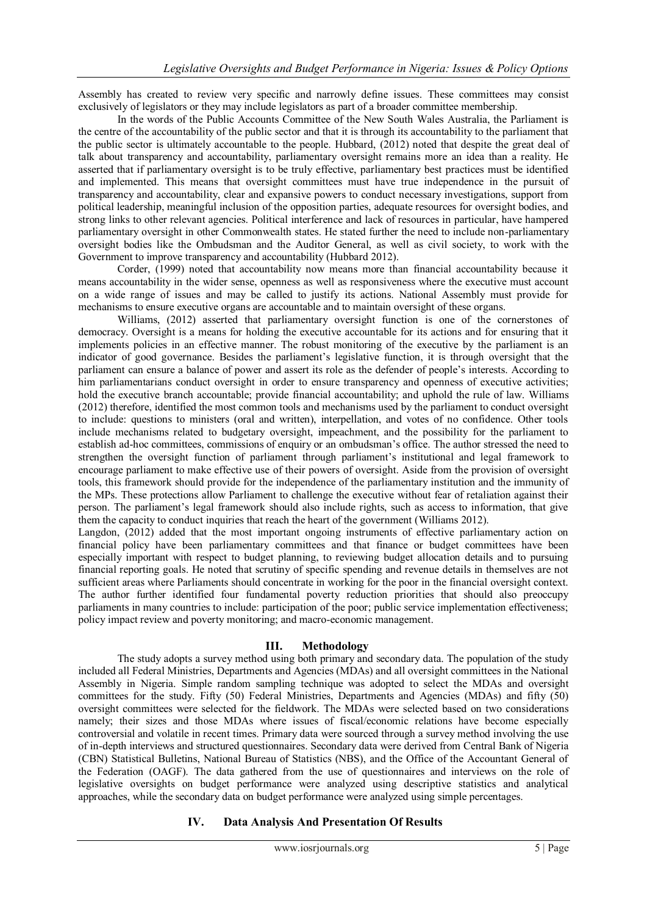Assembly has created to review very specific and narrowly define issues. These committees may consist exclusively of legislators or they may include legislators as part of a broader committee membership.

In the words of the Public Accounts Committee of the New South Wales Australia, the Parliament is the centre of the accountability of the public sector and that it is through its accountability to the parliament that the public sector is ultimately accountable to the people. Hubbard, (2012) noted that despite the great deal of talk about transparency and accountability, parliamentary oversight remains more an idea than a reality. He asserted that if parliamentary oversight is to be truly effective, parliamentary best practices must be identified and implemented. This means that oversight committees must have true independence in the pursuit of transparency and accountability, clear and expansive powers to conduct necessary investigations, support from political leadership, meaningful inclusion of the opposition parties, adequate resources for oversight bodies, and strong links to other relevant agencies. Political interference and lack of resources in particular, have hampered parliamentary oversight in other Commonwealth states. He stated further the need to include non-parliamentary oversight bodies like the Ombudsman and the Auditor General, as well as civil society, to work with the Government to improve transparency and accountability (Hubbard 2012).

Corder, (1999) noted that accountability now means more than financial accountability because it means accountability in the wider sense, openness as well as responsiveness where the executive must account on a wide range of issues and may be called to justify its actions. National Assembly must provide for mechanisms to ensure executive organs are accountable and to maintain oversight of these organs.

Williams, (2012) asserted that parliamentary oversight function is one of the cornerstones of democracy. Oversight is a means for holding the executive accountable for its actions and for ensuring that it implements policies in an effective manner. The robust monitoring of the executive by the parliament is an indicator of good governance. Besides the parliament's legislative function, it is through oversight that the parliament can ensure a balance of power and assert its role as the defender of people's interests. According to him parliamentarians conduct oversight in order to ensure transparency and openness of executive activities; hold the executive branch accountable; provide financial accountability; and uphold the rule of law. Williams (2012) therefore, identified the most common tools and mechanisms used by the parliament to conduct oversight to include: questions to ministers (oral and written), interpellation, and votes of no confidence. Other tools include mechanisms related to budgetary oversight, impeachment, and the possibility for the parliament to establish ad-hoc committees, commissions of enquiry or an ombudsman's office. The author stressed the need to strengthen the oversight function of parliament through parliament's institutional and legal framework to encourage parliament to make effective use of their powers of oversight. Aside from the provision of oversight tools, this framework should provide for the independence of the parliamentary institution and the immunity of the MPs. These protections allow Parliament to challenge the executive without fear of retaliation against their person. The parliament's legal framework should also include rights, such as access to information, that give them the capacity to conduct inquiries that reach the heart of the government (Williams 2012).

Langdon, (2012) added that the most important ongoing instruments of effective parliamentary action on financial policy have been parliamentary committees and that finance or budget committees have been especially important with respect to budget planning, to reviewing budget allocation details and to pursuing financial reporting goals. He noted that scrutiny of specific spending and revenue details in themselves are not sufficient areas where Parliaments should concentrate in working for the poor in the financial oversight context. The author further identified four fundamental poverty reduction priorities that should also preoccupy parliaments in many countries to include: participation of the poor; public service implementation effectiveness; policy impact review and poverty monitoring; and macro-economic management.

## III. Methodology

The study adopts a survey method using both primary and secondary data. The population of the study included all Federal Ministries, Departments and Agencies (MDAs) and all oversight committees in the National Assembly in Nigeria. Simple random sampling technique was adopted to select the MDAs and oversight committees for the study. Fifty (50) Federal Ministries, Departments and Agencies (MDAs) and fifty (50) oversight committees were selected for the fieldwork. The MDAs were selected based on two considerations namely; their sizes and those MDAs where issues of fiscal/economic relations have become especially controversial and volatile in recent times. Primary data were sourced through a survey method involving the use of in-depth interviews and structured questionnaires. Secondary data were derived from Central Bank of Nigeria (CBN) Statistical Bulletins, National Bureau of Statistics (NBS), and the Office of the Accountant General of the Federation (OAGF). The data gathered from the use of questionnaires and interviews on the role of legislative oversights on budget performance were analyzed using descriptive statistics and analytical approaches, while the secondary data on budget performance were analyzed using simple percentages.

## IV. Data Analysis And Presentation Of Results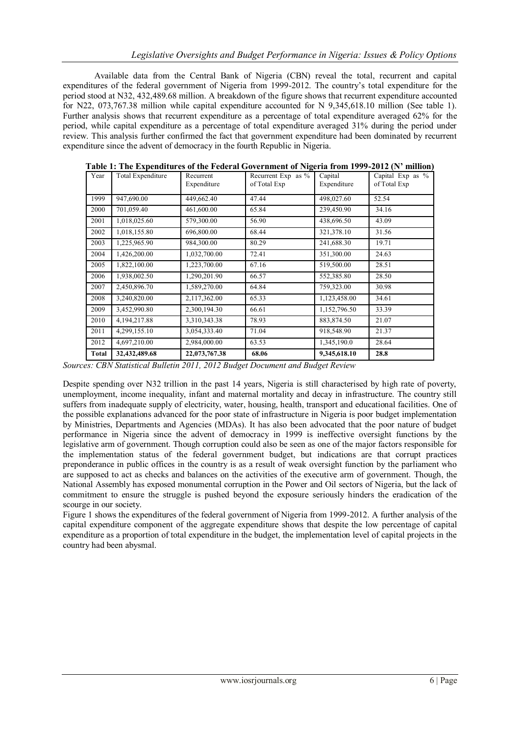Available data from the Central Bank of Nigeria (CBN) reveal the total, recurrent and capital expenditures of the federal government of Nigeria from 1999-2012. The country's total expenditure for the period stood at N32, 432,489.68 million. A breakdown of the figure shows that recurrent expenditure accounted for N22, 073,767.38 million while capital expenditure accounted for N 9,345,618.10 million (See table 1). Further analysis shows that recurrent expenditure as a percentage of total expenditure averaged 62% for the period, while capital expenditure as a percentage of total expenditure averaged 31% during the period under review. This analysis further confirmed the fact that government expenditure had been dominated by recurrent expenditure since the advent of democracy in the fourth Republic in Nigeria.

**Table 1: The Expenditures of the Federal Government of Nigeria from 1999-2012 (N' million)**

| Year | Total Expenditure | Recurrent Expenditure | Recurrent Exp as % of Total Exp | Capital Expenditure | Capital Exp as % of Total Exp |
|---|---|---|---|---|---|
| 1999 | 947,690.00 | 449,662.40 | 47.44 | 498,027.60 | 52.54 |
| 2000 | 701,059.40 | 461,600.00 | 65.84 | 239,450.90 | 34.16 |
| 2001 | 1,018,025.60 | 579,300.00 | 56.90 | 438,696.50 | 43.09 |
| 2002 | 1,018,155.80 | 696,800.00 | 68.44 | 321,378.10 | 31.56 |
| 2003 | 1,225,965.90 | 984,300.00 | 80.29 | 241,688.30 | 19.71 |
| 2004 | 1,426,200.00 | 1,032,700.00 | 72.41 | 351,300.00 | 24.63 |
| 2005 | 1,822,100.00 | 1,223,700.00 | 67.16 | 519,500.00 | 28.51 |
| 2006 | 1,938,002.50 | 1,290,201.90 | 66.57 | 552,385.80 | 28.50 |
| 2007 | 2,450,896.70 | 1,589,270.00 | 64.84 | 759,323.00 | 30.98 |
| 2008 | 3,240,820.00 | 2,117,362.00 | 65.33 | 1,123,458.00 | 34.61 |
| 2009 | 3,452,990.80 | 2,300,194.30 | 66.61 | 1,152,796.50 | 33.39 |
| 2010 | 4,194,217.88 | 3,310,343.38 | 78.93 | 883,874.50 | 21.07 |
| 2011 | 4,299,155.10 | 3,054,333.40 | 71.04 | 918,548.90 | 21.37 |
| 2012 | 4,697,210.00 | 2,984,000.00 | 63.53 | 1,345,190.0 | 28.64 |
| **Total** | **32,432,489.68** | **22,073,767.38** | **68.06** | **9,345,618.10** | **28.8** |

*Sources: CBN Statistical Bulletin 2011, 2012 Budget Document and Budget Review*

Despite spending over N32 trillion in the past 14 years, Nigeria is still characterised by high rate of poverty, unemployment, income inequality, infant and maternal mortality and decay in infrastructure. The country still suffers from inadequate supply of electricity, water, housing, health, transport and educational facilities. One of the possible explanations advanced for the poor state of infrastructure in Nigeria is poor budget implementation by Ministries, Departments and Agencies (MDAs). It has also been advocated that the poor nature of budget performance in Nigeria since the advent of democracy in 1999 is ineffective oversight functions by the legislative arm of government. Though corruption could also be seen as one of the major factors responsible for the implementation status of the federal government budget, but indications are that corrupt practices preponderance in public offices in the country is as a result of weak oversight function by the parliament who are supposed to act as checks and balances on the activities of the executive arm of government. Though, the National Assembly has exposed monumental corruption in the Power and Oil sectors of Nigeria, but the lack of commitment to ensure the struggle is pushed beyond the exposure seriously hinders the eradication of the scourge in our society.

Figure 1 shows the expenditures of the federal government of Nigeria from 1999-2012. A further analysis of the capital expenditure component of the aggregate expenditure shows that despite the low percentage of capital expenditure as a proportion of total expenditure in the budget, the implementation level of capital projects in the country had been abysmal.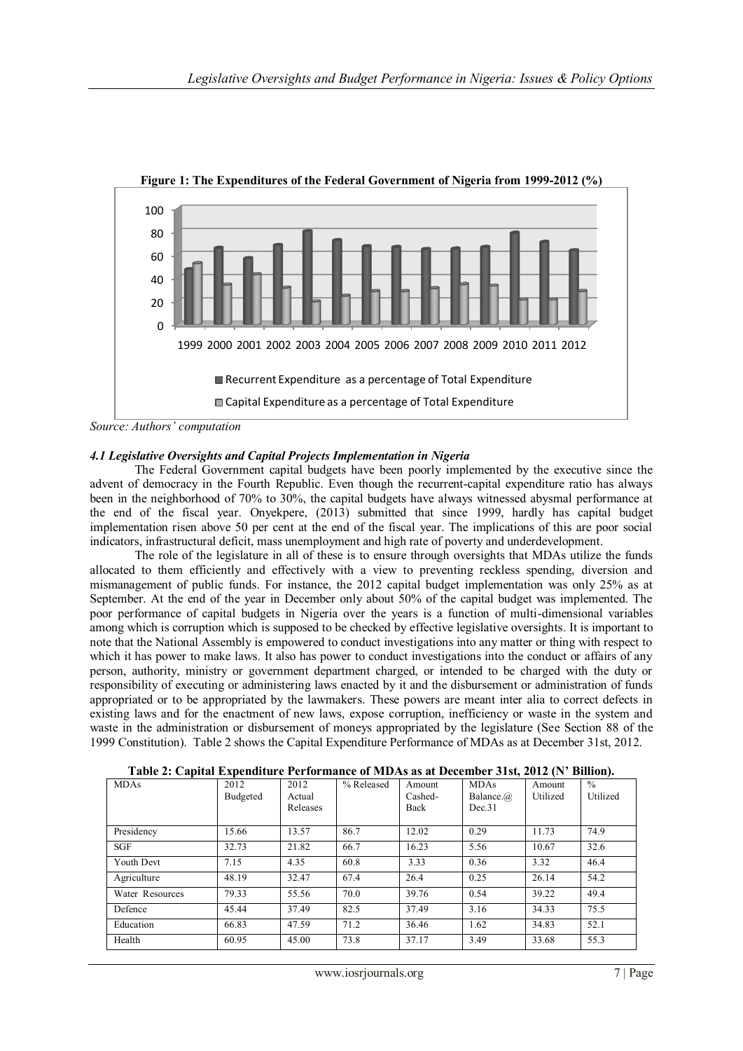**Figure 1: The Expenditures of the Federal Government of Nigeria from 1999-2012 (%)**

*Source: Authors' computation*

#### *4.1 Legislative Oversights and Capital Projects Implementation in Nigeria*

The Federal Government capital budgets have been poorly implemented by the executive since the advent of democracy in the Fourth Republic. Even though the recurrent-capital expenditure ratio has always been in the neighborhood of 70% to 30%, the capital budgets have always witnessed abysmal performance at the end of the fiscal year. Onyekpere, (2013) submitted that since 1999, hardly has capital budget implementation risen above 50 per cent at the end of the fiscal year. The implications of this are poor social indicators, infrastructural deficit, mass unemployment and high rate of poverty and underdevelopment.

The role of the legislature in all of these is to ensure through oversights that MDAs utilize the funds allocated to them efficiently and effectively with a view to preventing reckless spending, diversion and mismanagement of public funds. For instance, the 2012 capital budget implementation was only 25% as at September. At the end of the year in December only about 50% of the capital budget was implemented. The poor performance of capital budgets in Nigeria over the years is a function of multi-dimensional variables among which is corruption which is supposed to be checked by effective legislative oversights. It is important to note that the National Assembly is empowered to conduct investigations into any matter or thing with respect to which it has power to make laws. It also has power to conduct investigations into the conduct or affairs of any person, authority, ministry or government department charged, or intended to be charged with the duty or responsibility of executing or administering laws enacted by it and the disbursement or administration of funds appropriated or to be appropriated by the lawmakers. These powers are meant inter alia to correct defects in existing laws and for the enactment of new laws, expose corruption, inefficiency or waste in the system and waste in the administration or disbursement of moneys appropriated by the legislature (See Section 88 of the 1999 Constitution). Table 2 shows the Capital Expenditure Performance of MDAs as at December 31st, 2012.

**Table 2: Capital Expenditure Performance of MDAs as at December 31st, 2012 (N' Billion).**

| MDAs | 2012 Budgeted | 2012 Actual Releases | % Released | Amount Cashed-Back | MDAs Balance.@ Dec.31 | Amount Utilized | % Utilized |
|---|---|---|---|---|---|---|---|
| Presidency | 15.66 | 13.57 | 86.7 | 12.02 | 0.29 | 11.73 | 74.9 |
| SGF | 32.73 | 21.82 | 66.7 | 16.23 | 5.56 | 10.67 | 32.6 |
| Youth Devt | 7.15 | 4.35 | 60.8 | 3.33 | 0.36 | 3.32 | 46.4 |
| Agriculture | 48.19 | 32.47 | 67.4 | 26.4 | 0.25 | 26.14 | 54.2 |
| Water Resources | 79.33 | 55.56 | 70.0 | 39.76 | 0.54 | 39.22 | 49.4 |
| Defence | 45.44 | 37.49 | 82.5 | 37.49 | 3.16 | 34.33 | 75.5 |
| Education | 66.83 | 47.59 | 71.2 | 36.46 | 1.62 | 34.83 | 52.1 |
| Health | 60.95 | 45.00 | 73.8 | 37.17 | 3.49 | 33.68 | 55.3 |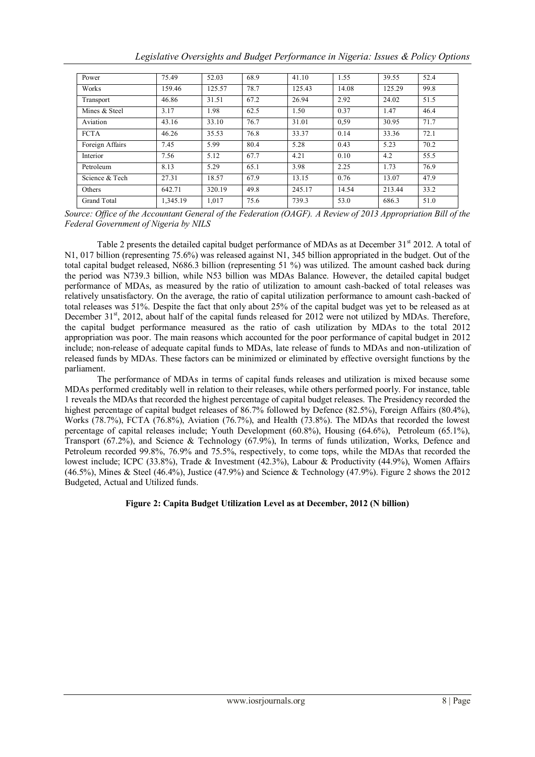| Power | 75.49 | 52.03 | 68.9 | 41.10 | 1.55 | 39.55 | 52.4 |
|---|---|---|---|---|---|---|---|
| Works | 159.46 | 125.57 | 78.7 | 125.43 | 14.08 | 125.29 | 99.8 |
| Transport | 46.86 | 31.51 | 67.2 | 26.94 | 2.92 | 24.02 | 51.5 |
| Mines & Steel | 3.17 | 1.98 | 62.5 | 1.50 | 0.37 | 1.47 | 46.4 |
| Aviation | 43.16 | 33.10 | 76.7 | 31.01 | 0,59 | 30.95 | 71.7 |
| FCTA | 46.26 | 35.53 | 76.8 | 33.37 | 0.14 | 33.36 | 72.1 |
| Foreign Affairs | 7.45 | 5.99 | 80.4 | 5.28 | 0.43 | 5.23 | 70.2 |
| Interior | 7.56 | 5.12 | 67.7 | 4.21 | 0.10 | 4.2 | 55.5 |
| Petroleum | 8.13 | 5.29 | 65.1 | 3.98 | 2.25 | 1.73 | 76.9 |
| Science & Tech | 27.31 | 18.57 | 67.9 | 13.15 | 0.76 | 13.07 | 47.9 |
| Others | 642.71 | 320.19 | 49.8 | 245.17 | 14.54 | 213.44 | 33.2 |
| Grand Total | 1,345.19 | 1,017 | 75.6 | 739.3 | 53.0 | 686.3 | 51.0 |

*Source: Office of the Accountant General of the Federation (OAGF). A Review of 2013 Appropriation Bill of the Federal Government of Nigeria by NILS*

Table 2 presents the detailed capital budget performance of MDAs as at December 31st 2012. A total of N1, 017 billion (representing 75.6%) was released against N1, 345 billion appropriated in the budget. Out of the total capital budget released, N686.3 billion (representing 51 %) was utilized. The amount cashed back during the period was N739.3 billion, while N53 billion was MDAs Balance. However, the detailed capital budget performance of MDAs, as measured by the ratio of utilization to amount cash-backed of total releases was relatively unsatisfactory. On the average, the ratio of capital utilization performance to amount cash-backed of total releases was 51%. Despite the fact that only about 25% of the capital budget was yet to be released as at December 31st, 2012, about half of the capital funds released for 2012 were not utilized by MDAs. Therefore, the capital budget performance measured as the ratio of cash utilization by MDAs to the total 2012 appropriation was poor. The main reasons which accounted for the poor performance of capital budget in 2012 include; non-release of adequate capital funds to MDAs, late release of funds to MDAs and non-utilization of released funds by MDAs. These factors can be minimized or eliminated by effective oversight functions by the parliament.

The performance of MDAs in terms of capital funds releases and utilization is mixed because some MDAs performed creditably well in relation to their releases, while others performed poorly. For instance, table 1 reveals the MDAs that recorded the highest percentage of capital budget releases. The Presidency recorded the highest percentage of capital budget releases of 86.7% followed by Defence (82.5%), Foreign Affairs (80.4%), Works (78.7%), FCTA (76.8%), Aviation (76.7%), and Health (73.8%). The MDAs that recorded the lowest percentage of capital releases include; Youth Development (60.8%), Housing (64.6%), Petroleum (65.1%), Transport (67.2%), and Science & Technology (67.9%), In terms of funds utilization, Works, Defence and Petroleum recorded 99.8%, 76.9% and 75.5%, respectively, to come tops, while the MDAs that recorded the lowest include; ICPC (33.8%), Trade & Investment (42.3%), Labour & Productivity (44.9%), Women Affairs (46.5%), Mines & Steel (46.4%), Justice (47.9%) and Science & Technology (47.9%). Figure 2 shows the 2012 Budgeted, Actual and Utilized funds.

**Figure 2: Capita Budget Utilization Level as at December, 2012 (N billion)**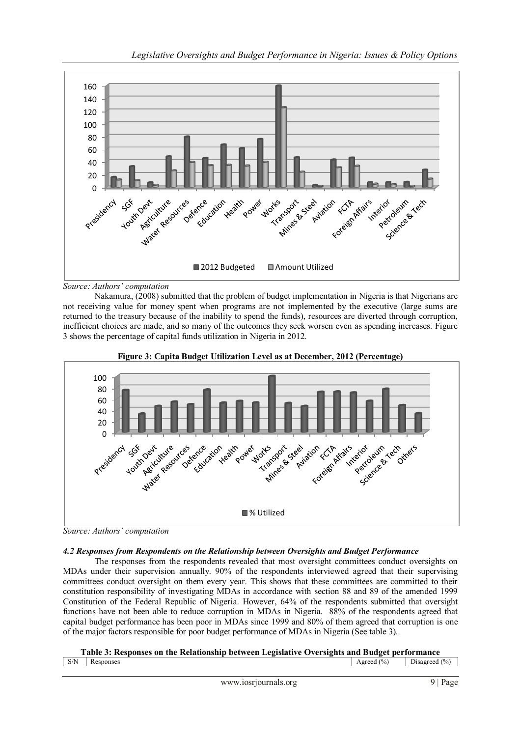Source: Authors' computation

Nakamura, (2008) submitted that the problem of budget implementation in Nigeria is that Nigerians are not receiving value for money spent when programs are not implemented by the executive (large sums are returned to the treasury because of the inability to spend the funds), resources are diverted through corruption, inefficient choices are made, and so many of the outcomes they seek worsen even as spending increases. Figure 3 shows the percentage of capital funds utilization in Nigeria in 2012.

**Figure 3: Capita Budget Utilization Level as at December, 2012 (Percentage)**

*Source: Authors' computation*

### *4.2 Responses from Respondents on the Relationship between Oversights and Budget Performance*

The responses from the respondents revealed that most oversight committees conduct oversights on MDAs under their supervision annually. 90% of the respondents interviewed agreed that their supervising committees conduct oversight on them every year. This shows that these committees are committed to their constitution responsibility of investigating MDAs in accordance with section 88 and 89 of the amended 1999 Constitution of the Federal Republic of Nigeria. However, 64% of the respondents submitted that oversight functions have not been able to reduce corruption in MDAs in Nigeria. 88% of the respondents agreed that capital budget performance has been poor in MDAs since 1999 and 80% of them agreed that corruption is one of the major factors responsible for poor budget performance of MDAs in Nigeria (See table 3).

**Table 3: Responses on the Relationship between Legislative Oversights and Budget performance**

| S/N | Responses | Agreed (%) | Disagreed (%) |
|---|---|---|---|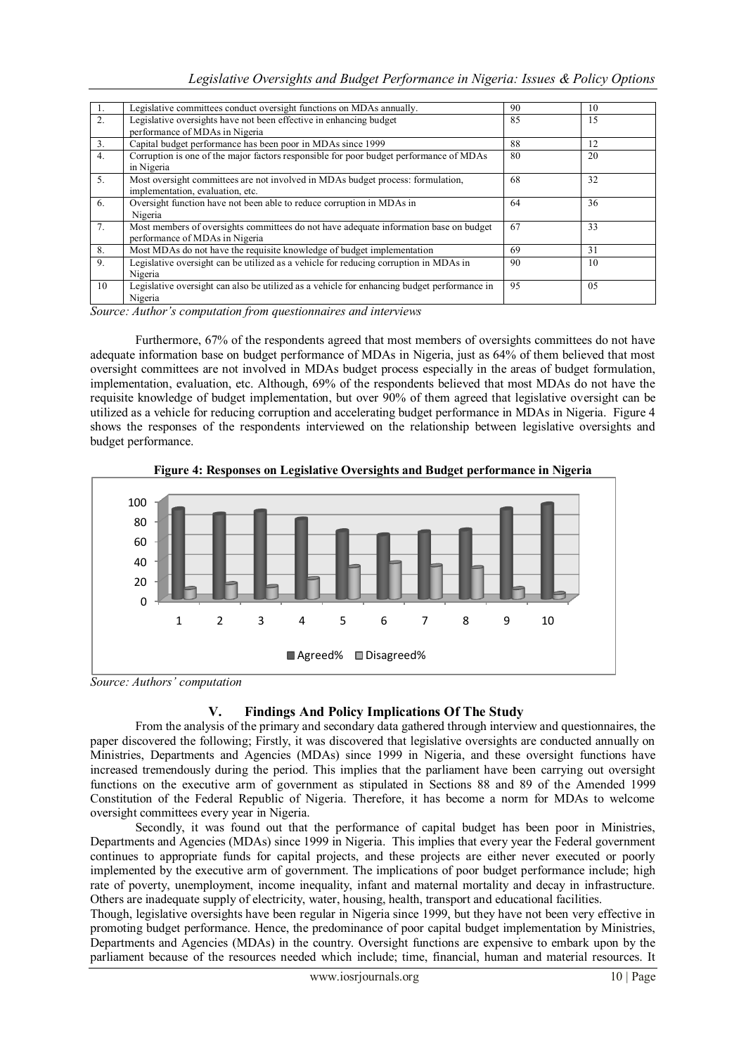| | | | |
|---|---|---|---|
| 1. | Legislative committees conduct oversight functions on MDAs annually. | 90 | 10 |
| 2. | Legislative oversights have not been effective in enhancing budget performance of MDAs in Nigeria | 85 | 15 |
| 3. | Capital budget performance has been poor in MDAs since 1999 | 88 | 12 |
| 4. | Corruption is one of the major factors responsible for poor budget performance of MDAs in Nigeria | 80 | 20 |
| 5. | Most oversight committees are not involved in MDAs budget process: formulation, implementation, evaluation, etc. | 68 | 32 |
| 6. | Oversight function have not been able to reduce corruption in MDAs in Nigeria | 64 | 36 |
| 7. | Most members of oversights committees do not have adequate information base on budget performance of MDAs in Nigeria | 67 | 33 |
| 8. | Most MDAs do not have the requisite knowledge of budget implementation | 69 | 31 |
| 9. | Legislative oversight can be utilized as a vehicle for reducing corruption in MDAs in Nigeria | 90 | 10 |
| 10 | Legislative oversight can also be utilized as a vehicle for enhancing budget performance in Nigeria | 95 | 05 |

*Source: Author's computation from questionnaires and interviews*

Furthermore, 67% of the respondents agreed that most members of oversights committees do not have adequate information base on budget performance of MDAs in Nigeria, just as 64% of them believed that most oversight committees are not involved in MDAs budget process especially in the areas of budget formulation, implementation, evaluation, etc. Although, 69% of the respondents believed that most MDAs do not have the requisite knowledge of budget implementation, but over 90% of them agreed that legislative oversight can be utilized as a vehicle for reducing corruption and accelerating budget performance in MDAs in Nigeria. Figure 4 shows the responses of the respondents interviewed on the relationship between legislative oversights and budget performance.

**Figure 4: Responses on Legislative Oversights and Budget performance in Nigeria**

*Source: Authors' computation*

## V. Findings And Policy Implications Of The Study

From the analysis of the primary and secondary data gathered through interview and questionnaires, the paper discovered the following; Firstly, it was discovered that legislative oversights are conducted annually on Ministries, Departments and Agencies (MDAs) since 1999 in Nigeria, and these oversight functions have increased tremendously during the period. This implies that the parliament have been carrying out oversight functions on the executive arm of government as stipulated in Sections 88 and 89 of the Amended 1999 Constitution of the Federal Republic of Nigeria. Therefore, it has become a norm for MDAs to welcome oversight committees every year in Nigeria.

Secondly, it was found out that the performance of capital budget has been poor in Ministries, Departments and Agencies (MDAs) since 1999 in Nigeria. This implies that every year the Federal government continues to appropriate funds for capital projects, and these projects are either never executed or poorly implemented by the executive arm of government. The implications of poor budget performance include; high rate of poverty, unemployment, income inequality, infant and maternal mortality and decay in infrastructure. Others are inadequate supply of electricity, water, housing, health, transport and educational facilities.

Though, legislative oversights have been regular in Nigeria since 1999, but they have not been very effective in promoting budget performance. Hence, the predominance of poor capital budget implementation by Ministries, Departments and Agencies (MDAs) in the country. Oversight functions are expensive to embark upon by the parliament because of the resources needed which include; time, financial, human and material resources. It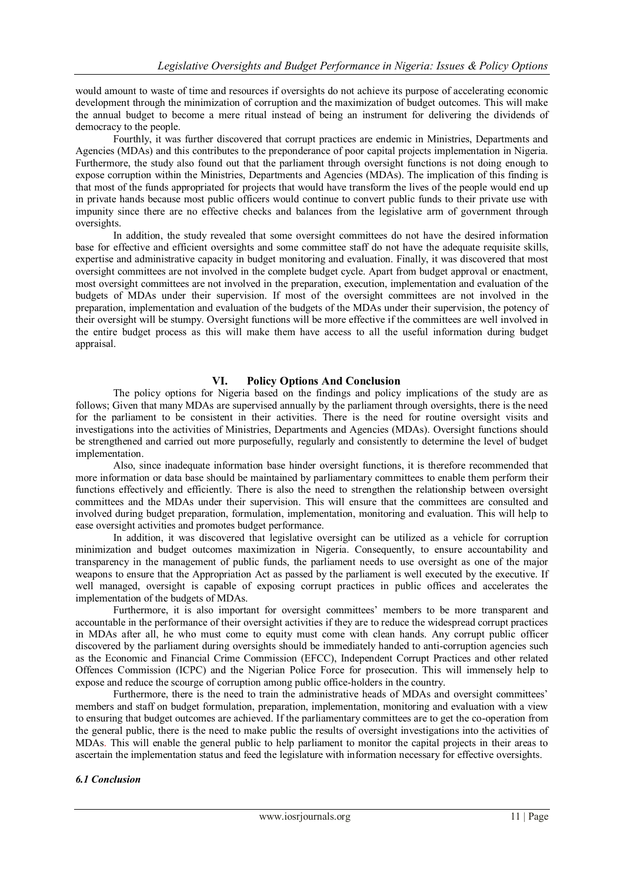would amount to waste of time and resources if oversights do not achieve its purpose of accelerating economic development through the minimization of corruption and the maximization of budget outcomes. This will make the annual budget to become a mere ritual instead of being an instrument for delivering the dividends of democracy to the people.

Fourthly, it was further discovered that corrupt practices are endemic in Ministries, Departments and Agencies (MDAs) and this contributes to the preponderance of poor capital projects implementation in Nigeria. Furthermore, the study also found out that the parliament through oversight functions is not doing enough to expose corruption within the Ministries, Departments and Agencies (MDAs). The implication of this finding is that most of the funds appropriated for projects that would have transform the lives of the people would end up in private hands because most public officers would continue to convert public funds to their private use with impunity since there are no effective checks and balances from the legislative arm of government through oversights.

In addition, the study revealed that some oversight committees do not have the desired information base for effective and efficient oversights and some committee staff do not have the adequate requisite skills, expertise and administrative capacity in budget monitoring and evaluation. Finally, it was discovered that most oversight committees are not involved in the complete budget cycle. Apart from budget approval or enactment, most oversight committees are not involved in the preparation, execution, implementation and evaluation of the budgets of MDAs under their supervision. If most of the oversight committees are not involved in the preparation, implementation and evaluation of the budgets of the MDAs under their supervision, the potency of their oversight will be stumpy. Oversight functions will be more effective if the committees are well involved in the entire budget process as this will make them have access to all the useful information during budget appraisal.

## VI. Policy Options And Conclusion

The policy options for Nigeria based on the findings and policy implications of the study are as follows; Given that many MDAs are supervised annually by the parliament through oversights, there is the need for the parliament to be consistent in their activities. There is the need for routine oversight visits and investigations into the activities of Ministries, Departments and Agencies (MDAs). Oversight functions should be strengthened and carried out more purposefully, regularly and consistently to determine the level of budget implementation.

Also, since inadequate information base hinder oversight functions, it is therefore recommended that more information or data base should be maintained by parliamentary committees to enable them perform their functions effectively and efficiently. There is also the need to strengthen the relationship between oversight committees and the MDAs under their supervision. This will ensure that the committees are consulted and involved during budget preparation, formulation, implementation, monitoring and evaluation. This will help to ease oversight activities and promotes budget performance.

In addition, it was discovered that legislative oversight can be utilized as a vehicle for corruption minimization and budget outcomes maximization in Nigeria. Consequently, to ensure accountability and transparency in the management of public funds, the parliament needs to use oversight as one of the major weapons to ensure that the Appropriation Act as passed by the parliament is well executed by the executive. If well managed, oversight is capable of exposing corrupt practices in public offices and accelerates the implementation of the budgets of MDAs.

Furthermore, it is also important for oversight committees' members to be more transparent and accountable in the performance of their oversight activities if they are to reduce the widespread corrupt practices in MDAs after all, he who must come to equity must come with clean hands. Any corrupt public officer discovered by the parliament during oversights should be immediately handed to anti-corruption agencies such as the Economic and Financial Crime Commission (EFCC), Independent Corrupt Practices and other related Offences Commission (ICPC) and the Nigerian Police Force for prosecution. This will immensely help to expose and reduce the scourge of corruption among public office-holders in the country.

Furthermore, there is the need to train the administrative heads of MDAs and oversight committees' members and staff on budget formulation, preparation, implementation, monitoring and evaluation with a view to ensuring that budget outcomes are achieved. If the parliamentary committees are to get the co-operation from the general public, there is the need to make public the results of oversight investigations into the activities of MDAs. This will enable the general public to help parliament to monitor the capital projects in their areas to ascertain the implementation status and feed the legislature with information necessary for effective oversights.

### *6.1 Conclusion*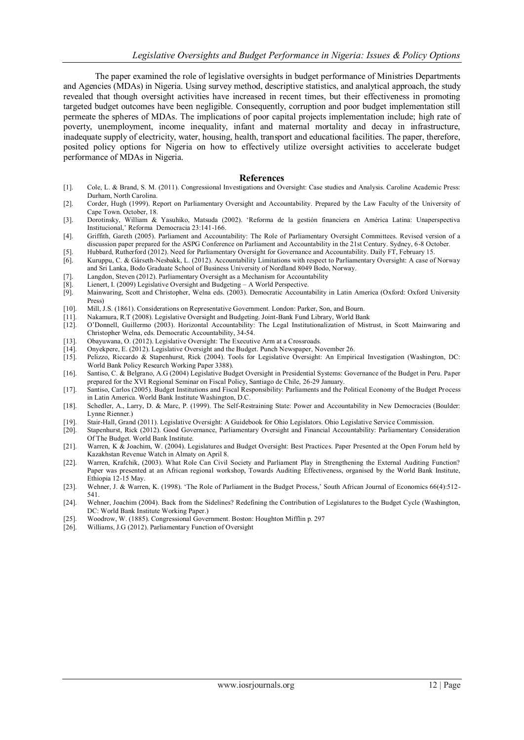The paper examined the role of legislative oversights in budget performance of Ministries Departments and Agencies (MDAs) in Nigeria. Using survey method, descriptive statistics, and analytical approach, the study revealed that though oversight activities have increased in recent times, but their effectiveness in promoting targeted budget outcomes have been negligible. Consequently, corruption and poor budget implementation still permeate the spheres of MDAs. The implications of poor capital projects implementation include; high rate of poverty, unemployment, income inequality, infant and maternal mortality and decay in infrastructure, inadequate supply of electricity, water, housing, health, transport and educational facilities. The paper, therefore, posited policy options for Nigeria on how to effectively utilize oversight activities to accelerate budget performance of MDAs in Nigeria.

## References

[1]. Cole, L. & Brand, S. M. (2011). Congressional Investigations and Oversight: Case studies and Analysis. Caroline Academic Press: Durham, North Carolina.

[2]. Corder, Hugh (1999). Report on Parliamentary Oversight and Accountability. Prepared by the Law Faculty of the University of Cape Town. October, 18.

[3]. Dorotinsky, William & Yasuhiko, Matsuda (2002). 'Reforma de la gestión financiera en América Latina: Unaperspectiva Institucional,' Reforma Democracia 23:141-166.

[4]. Griffith, Gareth (2005). Parliament and Accountability: The Role of Parliamentary Oversight Committees. Revised version of a discussion paper prepared for the ASPG Conference on Parliament and Accountability in the 21st Century. Sydney, 6-8 October.

[5]. Hubbard, Rutherford (2012). Need for Parliamentary Oversight for Governance and Accountability. Daily FT, February 15.

[6]. Kuruppu, C. & Gårseth-Nesbakk, L. (2012). Accountability Limitations with respect to Parliamentary Oversight: A case of Norway and Sri Lanka, Bodo Graduate School of Business University of Nordland 8049 Bodo, Norway.

[7]. Langdon, Steven (2012). Parliamentary Oversight as a Mechanism for Accountability

[8]. Lienert, I. (2009) Legislative Oversight and Budgeting – A World Perspective.

[9]. Mainwaring, Scott and Christopher, Welna eds. (2003). Democratic Accountability in Latin America (Oxford: Oxford University Press)

[10]. Mill, J.S. (1861). Considerations on Representative Government. London: Parker, Son, and Bourn.

[11]. Nakamura, R.T (2008). Legislative Oversight and Budgeting. Joint-Bank Fund Library, World Bank

[12]. O'Donnell, Guillermo (2003). Horizontal Accountability: The Legal Institutionalization of Mistrust, in Scott Mainwaring and Christopher Welna, eds. Democratic Accountability, 34-54.

[13]. Obayuwana, O. (2012). Legislative Oversight: The Executive Arm at a Crossroads.

[14]. Onyekpere, E. (2012). Legislative Oversight and the Budget. Punch Newspaper, November 26.

[15]. Pelizzo, Riccardo & Stapenhurst, Rick (2004). Tools for Legislative Oversight: An Empirical Investigation (Washington, DC: World Bank Policy Research Working Paper 3388).

[16]. Santiso, C. & Belgrano, A.G (2004) Legislative Budget Oversight in Presidential Systems: Governance of the Budget in Peru. Paper prepared for the XVI Regional Seminar on Fiscal Policy, Santiago de Chile, 26-29 January.

[17]. Santiso, Carlos (2005). Budget Institutions and Fiscal Responsibility: Parliaments and the Political Economy of the Budget Process in Latin America. World Bank Institute Washington, D.C.

[18]. Schedler, A., Larry, D. & Marc, P. (1999). The Self-Restraining State: Power and Accountability in New Democracies (Boulder: Lynne Rienner.)

[19]. Stair-Hall, Grand (2011). Legislative Oversight: A Guidebook for Ohio Legislators. Ohio Legislative Service Commission.

[20]. Stapenhurst, Rick (2012). Good Governance, Parliamentary Oversight and Financial Accountability: Parliamentary Consideration Of The Budget. World Bank Institute.

[21]. Warren, K & Joachim, W. (2004). Legislatures and Budget Oversight: Best Practices. Paper Presented at the Open Forum held by Kazakhstan Revenue Watch in Almaty on April 8.

[22]. Warren, Krafchik, (2003). What Role Can Civil Society and Parliament Play in Strengthening the External Auditing Function? Paper was presented at an African regional workshop, Towards Auditing Effectiveness, organised by the World Bank Institute, Ethiopia 12-15 May.

[23]. Wehner, J. & Warren, K. (1998). 'The Role of Parliament in the Budget Process,' South African Journal of Economics 66(4):512-541.

[24]. Wehner, Joachim (2004). Back from the Sidelines? Redefining the Contribution of Legislatures to the Budget Cycle (Washington, DC: World Bank Institute Working Paper.)

[25]. Woodrow, W. (1885). Congressional Government. Boston: Houghton Mifflin p. 297

[26]. Williams, J.G (2012). Parliamentary Function of Oversight